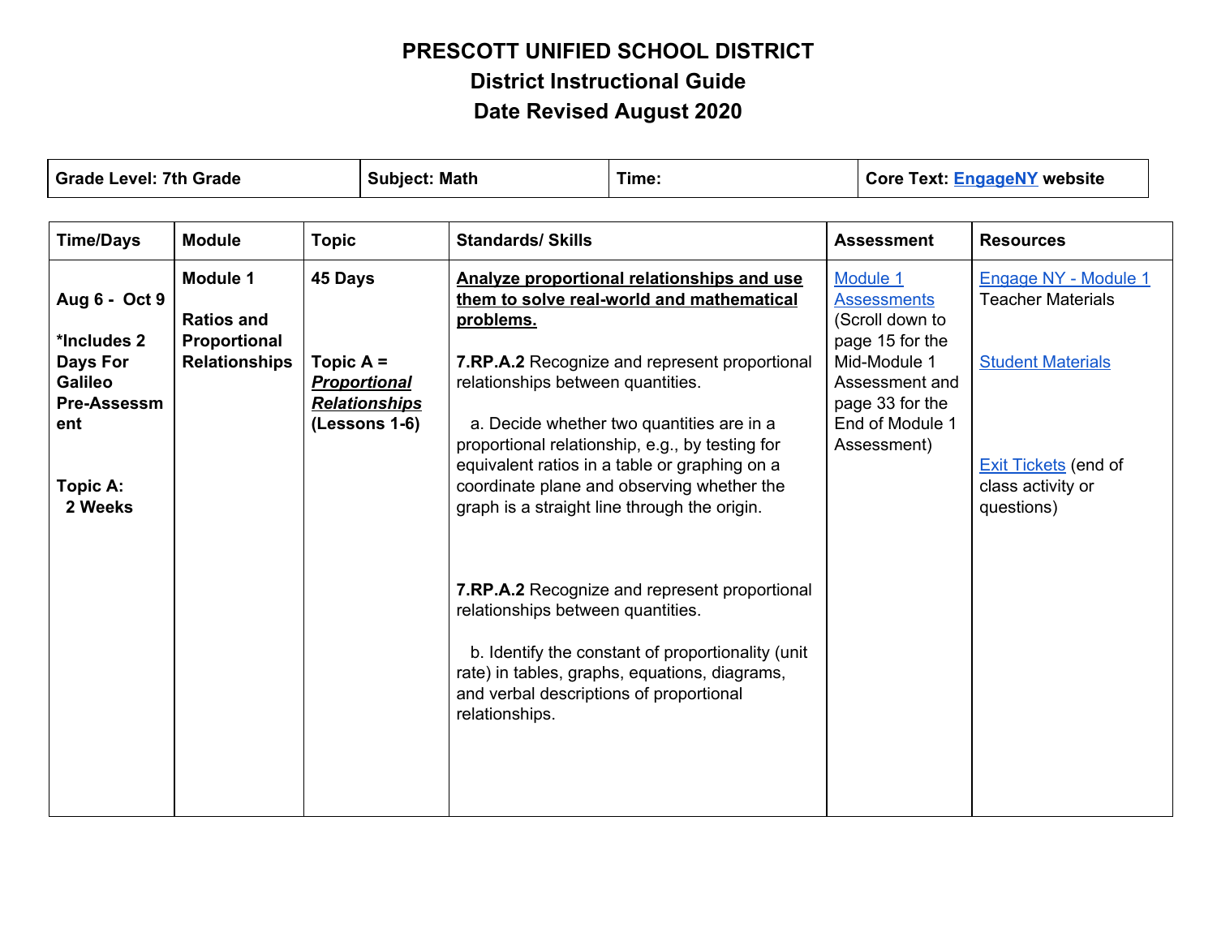# PRESCOTT UNIFIED SCHOOL DISTRICT
## District Instructional Guide
## Date Revised August 2020

| Grade Level: 7th Grade | Subject: Math | Time: | Core Text: EngageNY website |
|---|---|---|---|

| Time/Days | Module | Topic | Standards/ Skills | Assessment | Resources |
|---|---|---|---|---|---|
| Aug 6 - Oct 9<br><br>*Includes 2 Days For Galileo Pre-Assessment<br><br>Topic A: 2 Weeks | **Module 1**<br><br>**Ratios and Proportional Relationships** | **45 Days**<br><br>**Topic A = *Proportional Relationships* (Lessons 1-6)** | **Analyze proportional relationships and use them to solve real-world and mathematical problems.**<br><br>**7.RP.A.2** Recognize and represent proportional relationships between quantities.<br><br>a. Decide whether two quantities are in a proportional relationship, e.g., by testing for equivalent ratios in a table or graphing on a coordinate plane and observing whether the graph is a straight line through the origin.<br><br>**7.RP.A.2** Recognize and represent proportional relationships between quantities.<br><br>b. Identify the constant of proportionality (unit rate) in tables, graphs, equations, diagrams, and verbal descriptions of proportional relationships. | Module 1 Assessments (Scroll down to page 15 for the Mid-Module 1 Assessment and page 33 for the End of Module 1 Assessment) | Engage NY - Module 1 Teacher Materials<br><br>Student Materials<br><br>Exit Tickets (end of class activity or questions) |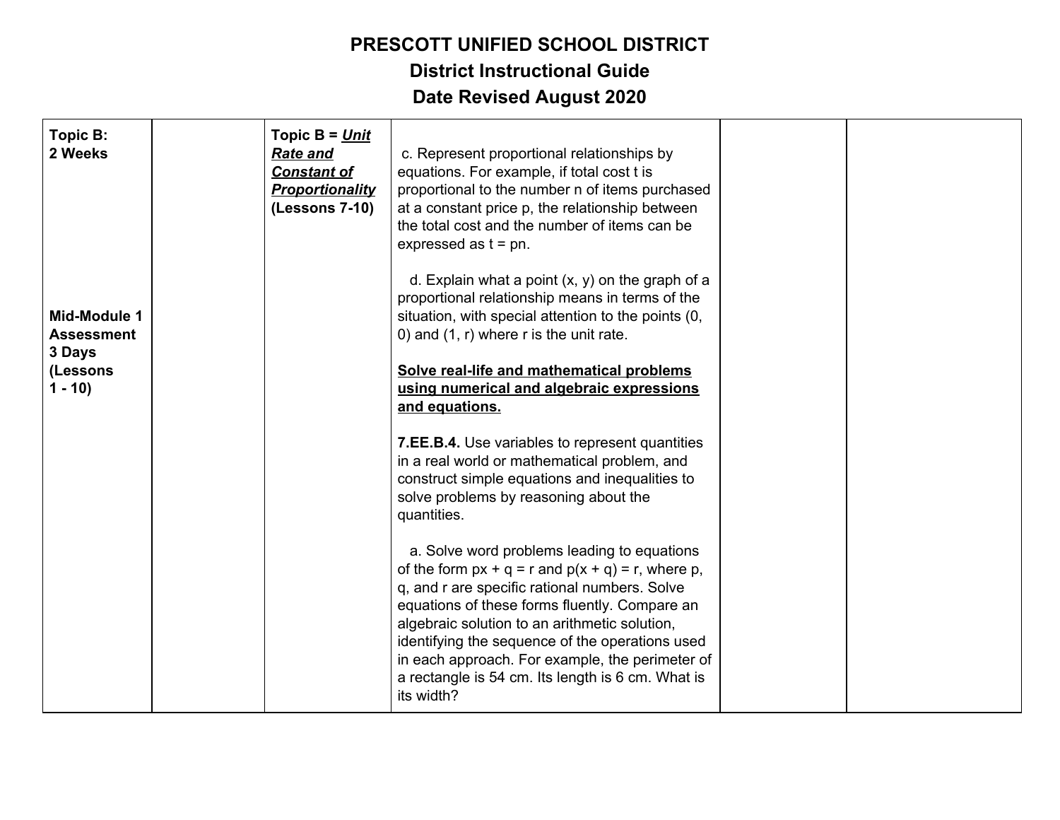# PRESCOTT UNIFIED SCHOOL DISTRICT
## District Instructional Guide
## Date Revised August 2020

| | | | | | |
|---|---|---|---|---|---|
| **Topic B: 2 Weeks**<br><br>**Mid-Module 1 Assessment 3 Days (Lessons 1 - 10)** | | **Topic B = *<u>Unit Rate and Constant of Proportionality</u>* (Lessons 7-10)** | c. Represent proportional relationships by equations. For example, if total cost t is proportional to the number n of items purchased at a constant price p, the relationship between the total cost and the number of items can be expressed as $t = pn$.<br><br>d. Explain what a point $(x, y)$ on the graph of a proportional relationship means in terms of the situation, with special attention to the points $(0, 0)$ and $(1, r)$ where r is the unit rate.<br><br>**<u>Solve real-life and mathematical problems using numerical and algebraic expressions and equations.</u>**<br><br>**7.EE.B.4.** Use variables to represent quantities in a real world or mathematical problem, and construct simple equations and inequalities to solve problems by reasoning about the quantities.<br><br>a. Solve word problems leading to equations of the form $px + q = r$ and $p(x + q) = r$, where p, q, and r are specific rational numbers. Solve equations of these forms fluently. Compare an algebraic solution to an arithmetic solution, identifying the sequence of the operations used in each approach. For example, the perimeter of a rectangle is 54 cm. Its length is 6 cm. What is its width? | | |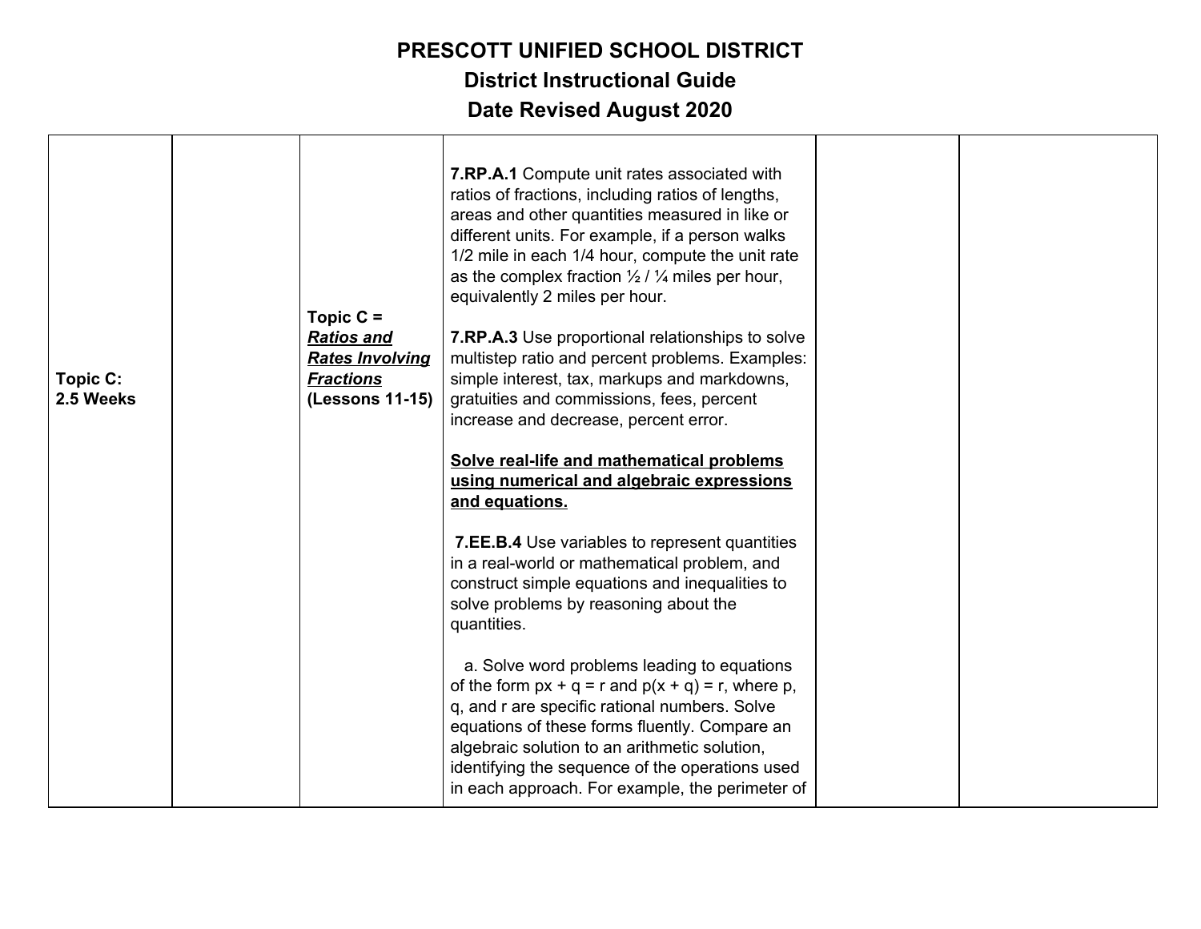# PRESCOTT UNIFIED SCHOOL DISTRICT
## District Instructional Guide
## Date Revised August 2020

| | | | | | |
|---|---|---|---|---|---|
| **Topic C: 2.5 Weeks** | | **Topic C =** ***Ratios and Rates Involving Fractions*** **(Lessons 11-15)** | **7.RP.A.1** Compute unit rates associated with ratios of fractions, including ratios of lengths, areas and other quantities measured in like or different units. For example, if a person walks 1/2 mile in each 1/4 hour, compute the unit rate as the complex fraction ½ / ¼ miles per hour, equivalently 2 miles per hour.<br><br>**7.RP.A.3** Use proportional relationships to solve multistep ratio and percent problems. Examples: simple interest, tax, markups and markdowns, gratuities and commissions, fees, percent increase and decrease, percent error.<br><br>**Solve real-life and mathematical problems using numerical and algebraic expressions and equations.**<br><br>**7.EE.B.4** Use variables to represent quantities in a real-world or mathematical problem, and construct simple equations and inequalities to solve problems by reasoning about the quantities.<br><br>a. Solve word problems leading to equations of the form $px + q = r$ and $p(x + q) = r$, where p, q, and r are specific rational numbers. Solve equations of these forms fluently. Compare an algebraic solution to an arithmetic solution, identifying the sequence of the operations used in each approach. For example, the perimeter of | | |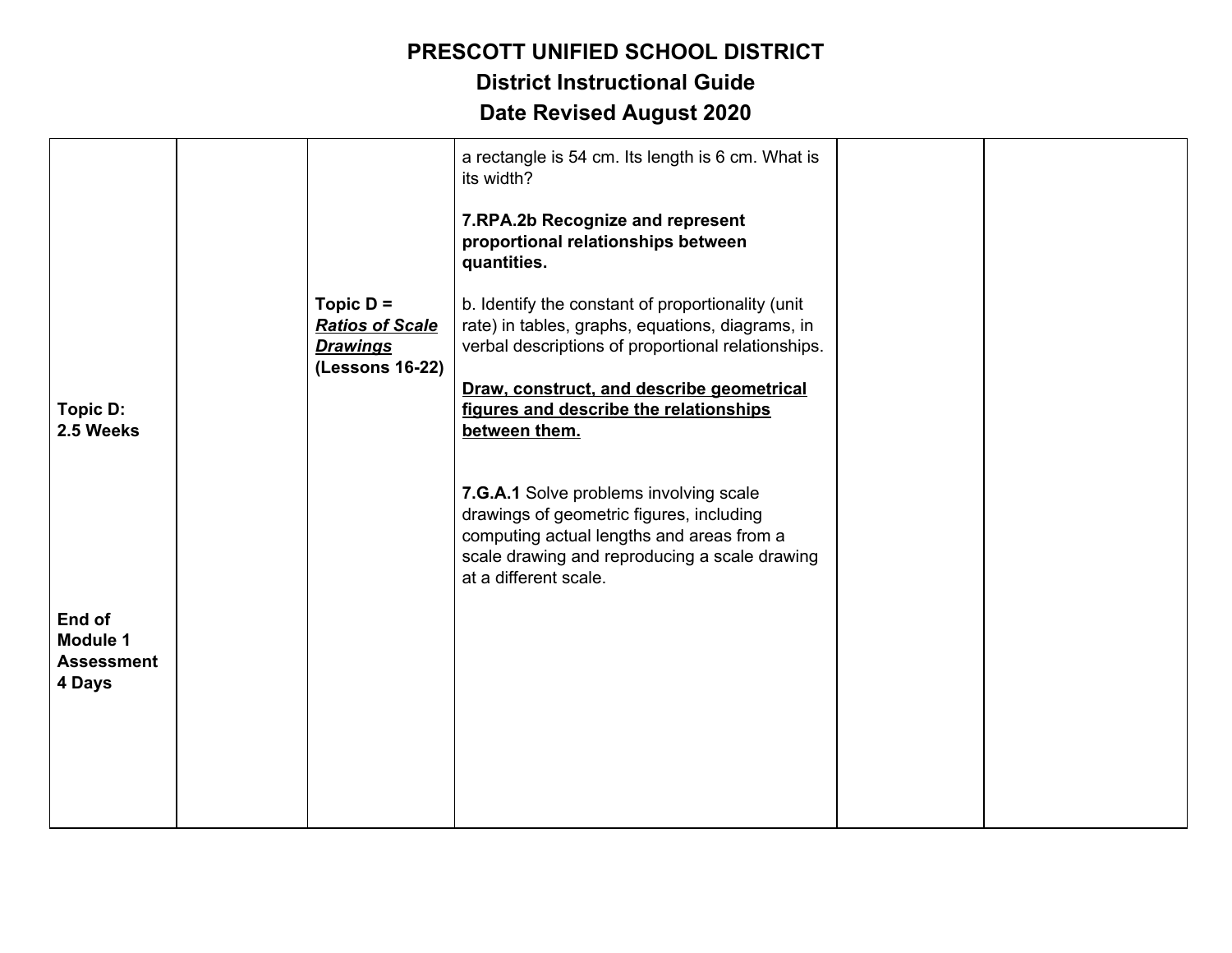# PRESCOTT UNIFIED SCHOOL DISTRICT
## District Instructional Guide
## Date Revised August 2020

| | | | | | |
|---|---|---|---|---|---|
| **Topic D: 2.5 Weeks**<br><br>**End of Module 1 Assessment 4 Days** | | **Topic D =** ***Ratios of Scale Drawings*** **(Lessons 16-22)** | a rectangle is 54 cm. Its length is 6 cm. What is its width?<br><br>**7.RPA.2b Recognize and represent proportional relationships between quantities.**<br><br>b. Identify the constant of proportionality (unit rate) in tables, graphs, equations, diagrams, in verbal descriptions of proportional relationships.<br><br>**Draw, construct, and describe geometrical figures and describe the relationships between them.**<br><br>**7.G.A.1** Solve problems involving scale drawings of geometric figures, including computing actual lengths and areas from a scale drawing and reproducing a scale drawing at a different scale. | | |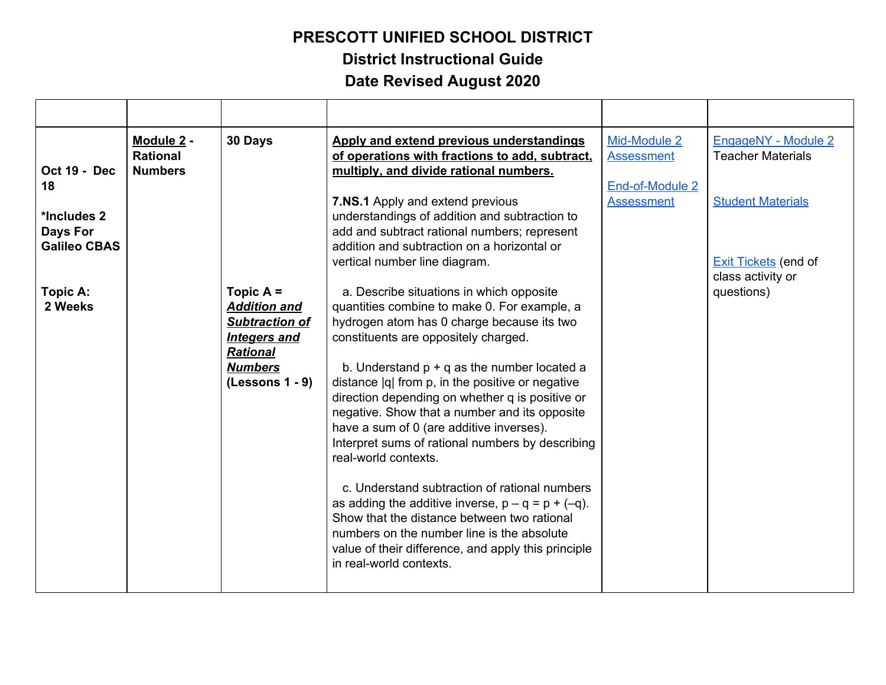# PRESCOTT UNIFIED SCHOOL DISTRICT
## District Instructional Guide
## Date Revised August 2020

| | | | | | |
|---|---|---|---|---|---|
| **Oct 19 - Dec 18**<br><br>***Includes 2 Days For Galileo CBAS**<br><br>**Topic A: 2 Weeks** | **Module 2 - Rational Numbers** | **30 Days**<br><br>**Topic A = *Addition and Subtraction of Integers and Rational Numbers* (Lessons 1 - 9)** | **Apply and extend previous understandings of operations with fractions to add, subtract, multiply, and divide rational numbers.**<br><br>**7.NS.1** Apply and extend previous understandings of addition and subtraction to add and subtract rational numbers; represent addition and subtraction on a horizontal or vertical number line diagram.<br><br>a. Describe situations in which opposite quantities combine to make 0. For example, a hydrogen atom has 0 charge because its two constituents are oppositely charged.<br><br>b. Understand $p + q$ as the number located a distance $\|q\|$ from $p$, in the positive or negative direction depending on whether $q$ is positive or negative. Show that a number and its opposite have a sum of 0 (are additive inverses). Interpret sums of rational numbers by describing real-world contexts.<br><br>c. Understand subtraction of rational numbers as adding the additive inverse, $p - q = p + (-q)$. Show that the distance between two rational numbers on the number line is the absolute value of their difference, and apply this principle in real-world contexts. | Mid-Module 2 Assessment<br><br>End-of-Module 2 Assessment | EngageNY - Module 2 Teacher Materials<br><br>Student Materials<br><br>Exit Tickets (end of class activity or questions) |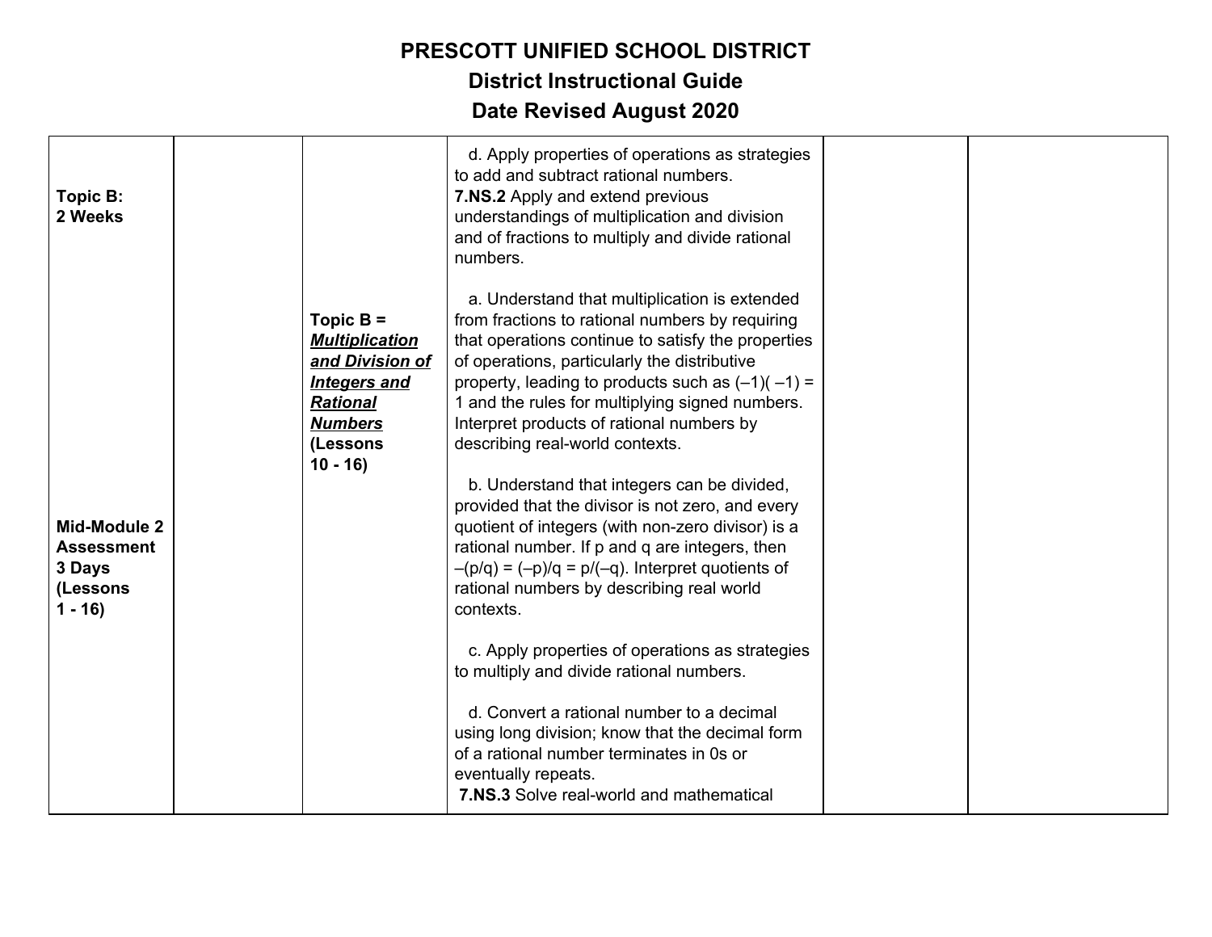# PRESCOTT UNIFIED SCHOOL DISTRICT
## District Instructional Guide
## Date Revised August 2020

| | | | | | |
|---|---|---|---|---|---|
| **Topic B: 2 Weeks**<br><br>**Mid-Module 2 Assessment 3 Days (Lessons 1 - 16)** | | **Topic B =** ***Multiplication and Division of Integers and Rational Numbers*** **(Lessons 10 - 16)** | d. Apply properties of operations as strategies to add and subtract rational numbers.<br>**7.NS.2** Apply and extend previous understandings of multiplication and division and of fractions to multiply and divide rational numbers.<br><br>a. Understand that multiplication is extended from fractions to rational numbers by requiring that operations continue to satisfy the properties of operations, particularly the distributive property, leading to products such as $(-1)(-1) = 1$ and the rules for multiplying signed numbers. Interpret products of rational numbers by describing real-world contexts.<br><br>b. Understand that integers can be divided, provided that the divisor is not zero, and every quotient of integers (with non-zero divisor) is a rational number. If p and q are integers, then $-(p/q) = (-p)/q = p/(-q)$. Interpret quotients of rational numbers by describing real world contexts.<br><br>c. Apply properties of operations as strategies to multiply and divide rational numbers.<br><br>d. Convert a rational number to a decimal using long division; know that the decimal form of a rational number terminates in 0s or eventually repeats.<br>**7.NS.3** Solve real-world and mathematical | | |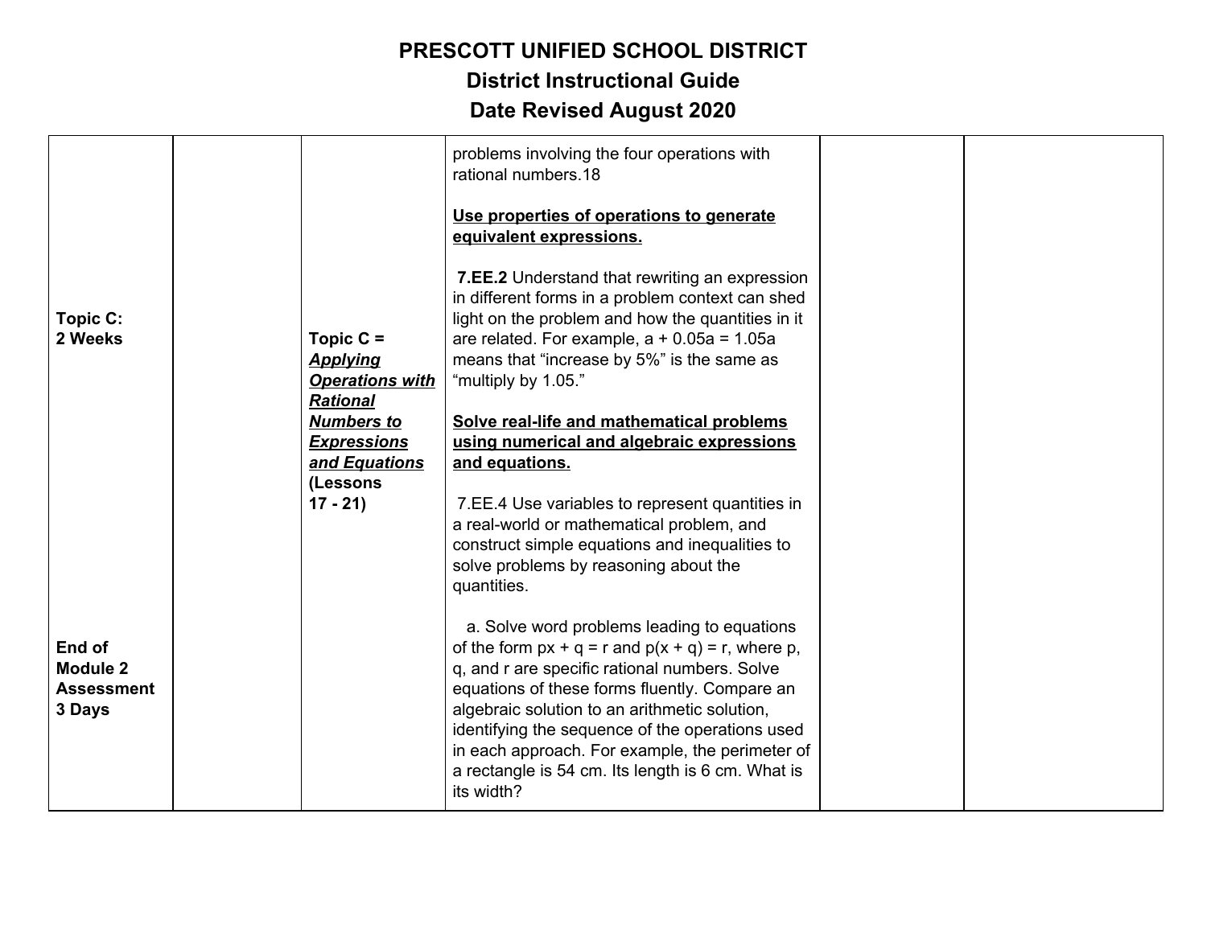# PRESCOTT UNIFIED SCHOOL DISTRICT
## District Instructional Guide
## Date Revised August 2020

| | | | | | |
|---|---|---|---|---|---|
| **Topic C: 2 Weeks**<br><br>**End of Module 2 Assessment 3 Days** | | **Topic C =** ***<u>Applying Operations with Rational Numbers to Expressions and Equations</u>*** **(Lessons 17 - 21)** | problems involving the four operations with rational numbers.18<br><br>**<u>Use properties of operations to generate equivalent expressions.</u>**<br><br>**7.EE.2** Understand that rewriting an expression in different forms in a problem context can shed light on the problem and how the quantities in it are related. For example, $a + 0.05a = 1.05a$ means that "increase by 5%" is the same as "multiply by 1.05."<br><br>**<u>Solve real-life and mathematical problems using numerical and algebraic expressions and equations.</u>**<br><br>7.EE.4 Use variables to represent quantities in a real-world or mathematical problem, and construct simple equations and inequalities to solve problems by reasoning about the quantities.<br><br>a. Solve word problems leading to equations of the form $px + q = r$ and $p(x + q) = r$, where $p$, $q$, and $r$ are specific rational numbers. Solve equations of these forms fluently. Compare an algebraic solution to an arithmetic solution, identifying the sequence of the operations used in each approach. For example, the perimeter of a rectangle is 54 cm. Its length is 6 cm. What is its width? | | |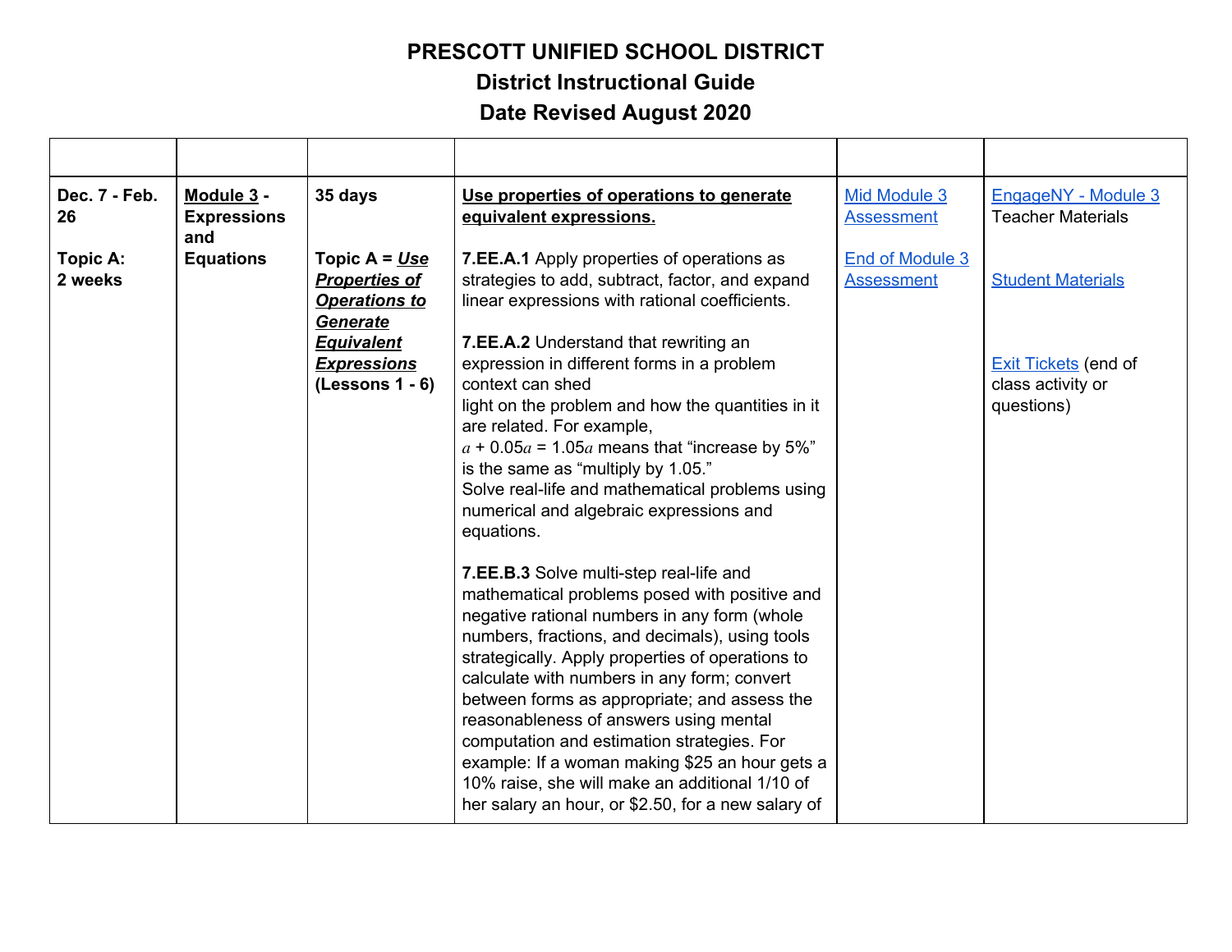# PRESCOTT UNIFIED SCHOOL DISTRICT

## District Instructional Guide

## Date Revised August 2020

| | | | | | |
|---|---|---|---|---|---|
| **Dec. 7 - Feb. 26**<br><br>**Topic A: 2 weeks** | **Module 3 - Expressions and Equations** | **35 days**<br><br>**Topic A = *Use Properties of Operations to Generate Equivalent Expressions* (Lessons 1 - 6)** | **Use properties of operations to generate equivalent expressions.**<br><br>**7.EE.A.1** Apply properties of operations as strategies to add, subtract, factor, and expand linear expressions with rational coefficients.<br><br>**7.EE.A.2** Understand that rewriting an expression in different forms in a problem context can shed light on the problem and how the quantities in it are related. For example, $a + 0.05a = 1.05a$ means that "increase by 5%" is the same as "multiply by 1.05." Solve real-life and mathematical problems using numerical and algebraic expressions and equations.<br><br>**7.EE.B.3** Solve multi-step real-life and mathematical problems posed with positive and negative rational numbers in any form (whole numbers, fractions, and decimals), using tools strategically. Apply properties of operations to calculate with numbers in any form; convert between forms as appropriate; and assess the reasonableness of answers using mental computation and estimation strategies. For example: If a woman making $25 an hour gets a 10% raise, she will make an additional 1/10 of her salary an hour, or $2.50, for a new salary of | Mid Module 3 Assessment<br><br>End of Module 3 Assessment | EngageNY - Module 3 Teacher Materials<br><br>Student Materials<br><br>Exit Tickets (end of class activity or questions) |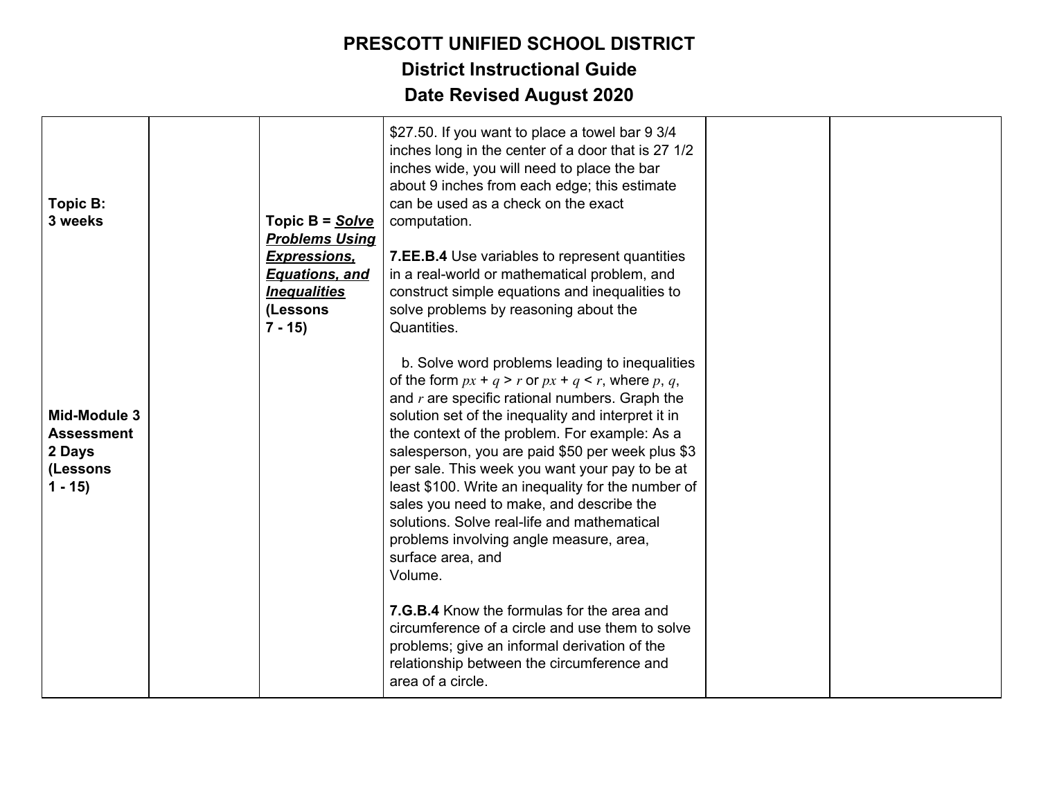# PRESCOTT UNIFIED SCHOOL DISTRICT

## District Instructional Guide

## Date Revised August 2020

| | | | | | |
|---|---|---|---|---|---|
| **Topic B: 3 weeks**<br><br>**Mid-Module 3 Assessment 2 Days (Lessons 1 - 15)** | | **Topic B = *Solve Problems Using Expressions, Equations, and Inequalities*** **(Lessons 7 - 15)** | \$27.50. If you want to place a towel bar 9 3/4 inches long in the center of a door that is 27 1/2 inches wide, you will need to place the bar about 9 inches from each edge; this estimate can be used as a check on the exact computation.<br><br>**7.EE.B.4** Use variables to represent quantities in a real-world or mathematical problem, and construct simple equations and inequalities to solve problems by reasoning about the Quantities.<br><br>b. Solve word problems leading to inequalities of the form $px + q > r$ or $px + q < r$, where $p$, $q$, and $r$ are specific rational numbers. Graph the solution set of the inequality and interpret it in the context of the problem. For example: As a salesperson, you are paid \$50 per week plus \$3 per sale. This week you want your pay to be at least \$100. Write an inequality for the number of sales you need to make, and describe the solutions. Solve real-life and mathematical problems involving angle measure, area, surface area, and Volume.<br><br>**7.G.B.4** Know the formulas for the area and circumference of a circle and use them to solve problems; give an informal derivation of the relationship between the circumference and area of a circle. | | |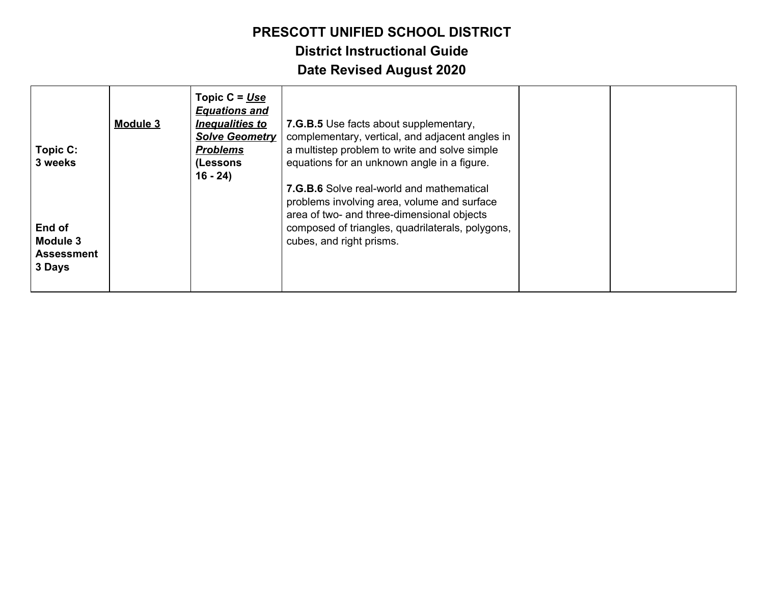# PRESCOTT UNIFIED SCHOOL DISTRICT

## District Instructional Guide

## Date Revised August 2020

| | | | | | |
|---|---|---|---|---|---|
| **Topic C:**<br>**3 weeks**<br><br>**End of Module 3 Assessment 3 Days** | **<u>Module 3</u>** | **Topic C = <u>*Use Equations and Inequalities to Solve Geometry Problems*</u> (Lessons 16 - 24)** | **7.G.B.5** Use facts about supplementary, complementary, vertical, and adjacent angles in a multistep problem to write and solve simple equations for an unknown angle in a figure.<br><br>**7.G.B.6** Solve real-world and mathematical problems involving area, volume and surface area of two- and three-dimensional objects composed of triangles, quadrilaterals, polygons, cubes, and right prisms. | | |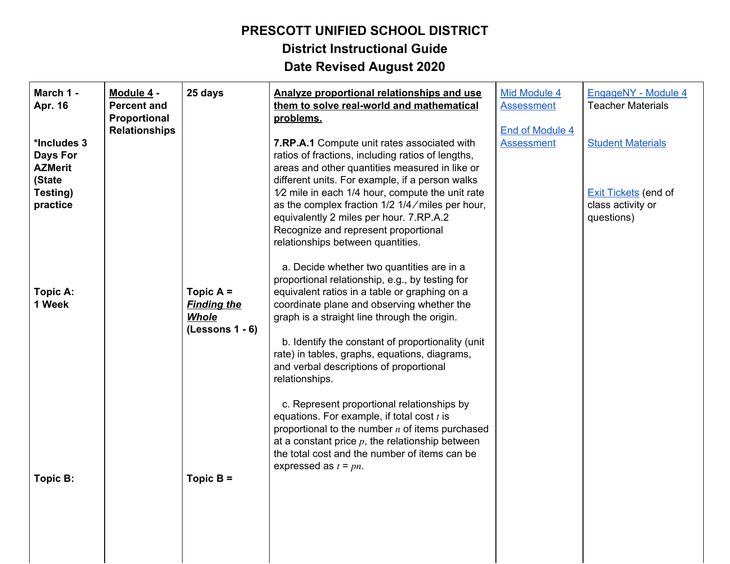# PRESCOTT UNIFIED SCHOOL DISTRICT

## District Instructional Guide

## Date Revised August 2020

| | | | | | |
|---|---|---|---|---|---|
| **March 1 - Apr. 16**<br><br>**\*Includes 3 Days For AZMerit (State Testing) practice**<br><br>**Topic A: 1 Week**<br><br>**Topic B:** | **Module 4 - Percent and Proportional Relationships** | **25 days**<br><br>**Topic A = *Finding the Whole* (Lessons 1 - 6)**<br><br>**Topic B =** | **Analyze proportional relationships and use them to solve real-world and mathematical problems.**<br><br>**7.RP.A.1** Compute unit rates associated with ratios of fractions, including ratios of lengths, areas and other quantities measured in like or different units. For example, if a person walks 1⁄2 mile in each 1/4 hour, compute the unit rate as the complex fraction 1/2 1/4 ⁄ miles per hour, equivalently 2 miles per hour. 7.RP.A.2 Recognize and represent proportional relationships between quantities.<br><br>a. Decide whether two quantities are in a proportional relationship, e.g., by testing for equivalent ratios in a table or graphing on a coordinate plane and observing whether the graph is a straight line through the origin.<br><br>b. Identify the constant of proportionality (unit rate) in tables, graphs, equations, diagrams, and verbal descriptions of proportional relationships.<br><br>c. Represent proportional relationships by equations. For example, if total cost $t$ is proportional to the number $n$ of items purchased at a constant price $p$, the relationship between the total cost and the number of items can be expressed as $t = pn$. | Mid Module 4 Assessment<br><br>End of Module 4 Assessment | EngageNY - Module 4 Teacher Materials<br><br>Student Materials<br><br>Exit Tickets (end of class activity or questions) |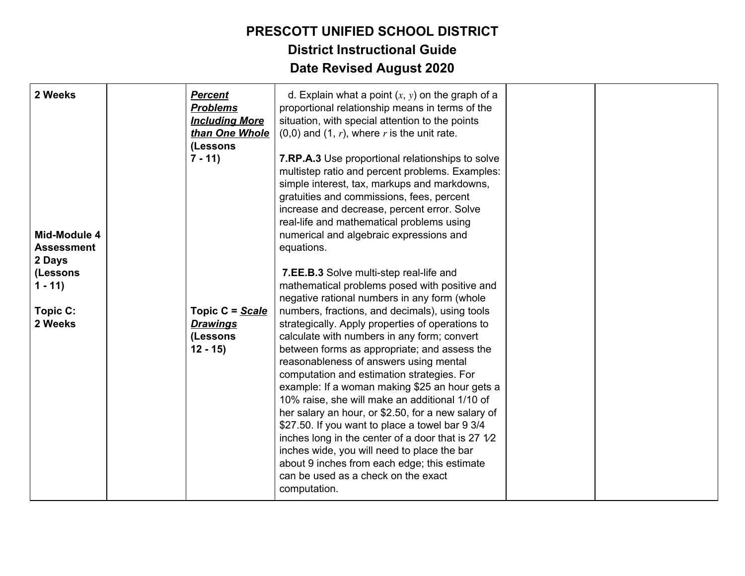# PRESCOTT UNIFIED SCHOOL DISTRICT
## District Instructional Guide
## Date Revised August 2020

| | | | | | |
|---|---|---|---|---|---|
| **2 Weeks**<br><br>**Mid-Module 4 Assessment 2 Days (Lessons 1 - 11)**<br><br>**Topic C: 2 Weeks** | | ***Percent Problems Including More than One Whole*** **(Lessons 7 - 11)**<br><br>**Topic C =** ***Scale Drawings*** **(Lessons 12 - 15)** | d. Explain what a point $(x, y)$ on the graph of a proportional relationship means in terms of the situation, with special attention to the points (0,0) and $(1, r)$, where $r$ is the unit rate.<br><br>**7.RP.A.3** Use proportional relationships to solve multistep ratio and percent problems. Examples: simple interest, tax, markups and markdowns, gratuities and commissions, fees, percent increase and decrease, percent error. Solve real-life and mathematical problems using numerical and algebraic expressions and equations.<br><br>**7.EE.B.3** Solve multi-step real-life and mathematical problems posed with positive and negative rational numbers in any form (whole numbers, fractions, and decimals), using tools strategically. Apply properties of operations to calculate with numbers in any form; convert between forms as appropriate; and assess the reasonableness of answers using mental computation and estimation strategies. For example: If a woman making $25 an hour gets a 10% raise, she will make an additional 1/10 of her salary an hour, or $2.50, for a new salary of $27.50. If you want to place a towel bar 9 3/4 inches long in the center of a door that is 27 1⁄2 inches wide, you will need to place the bar about 9 inches from each edge; this estimate can be used as a check on the exact computation. | | |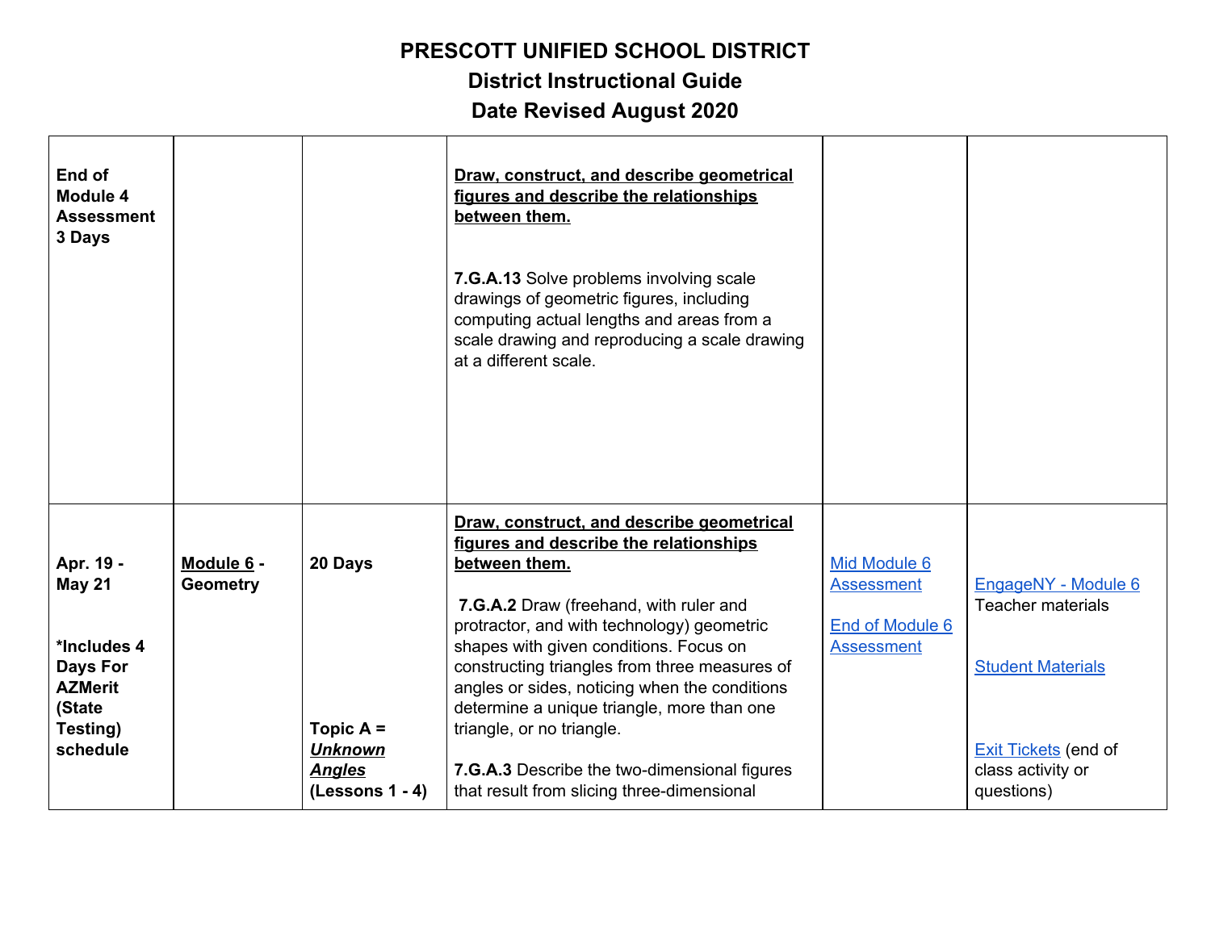# PRESCOTT UNIFIED SCHOOL DISTRICT
## District Instructional Guide
## Date Revised August 2020

| | | | | | |
|---|---|---|---|---|---|
| **End of Module 4 Assessment 3 Days** | | | **<u>Draw, construct, and describe geometrical figures and describe the relationships between them.</u>**<br><br>**7.G.A.13** Solve problems involving scale drawings of geometric figures, including computing actual lengths and areas from a scale drawing and reproducing a scale drawing at a different scale. | | |
| **Apr. 19 - May 21**<br><br>***Includes 4 Days For AZMerit (State Testing) schedule** | **<u>Module 6</u> - Geometry** | **20 Days**<br><br>**Topic A = *<u>Unknown Angles</u>* (Lessons 1 - 4)** | **<u>Draw, construct, and describe geometrical figures and describe the relationships between them.</u>**<br><br>**7.G.A.2** Draw (freehand, with ruler and protractor, and with technology) geometric shapes with given conditions. Focus on constructing triangles from three measures of angles or sides, noticing when the conditions determine a unique triangle, more than one triangle, or no triangle.<br><br>**7.G.A.3** Describe the two-dimensional figures that result from slicing three-dimensional | Mid Module 6 Assessment<br><br>End of Module 6 Assessment | EngageNY - Module 6 Teacher materials<br><br>Student Materials<br><br>Exit Tickets (end of class activity or questions) |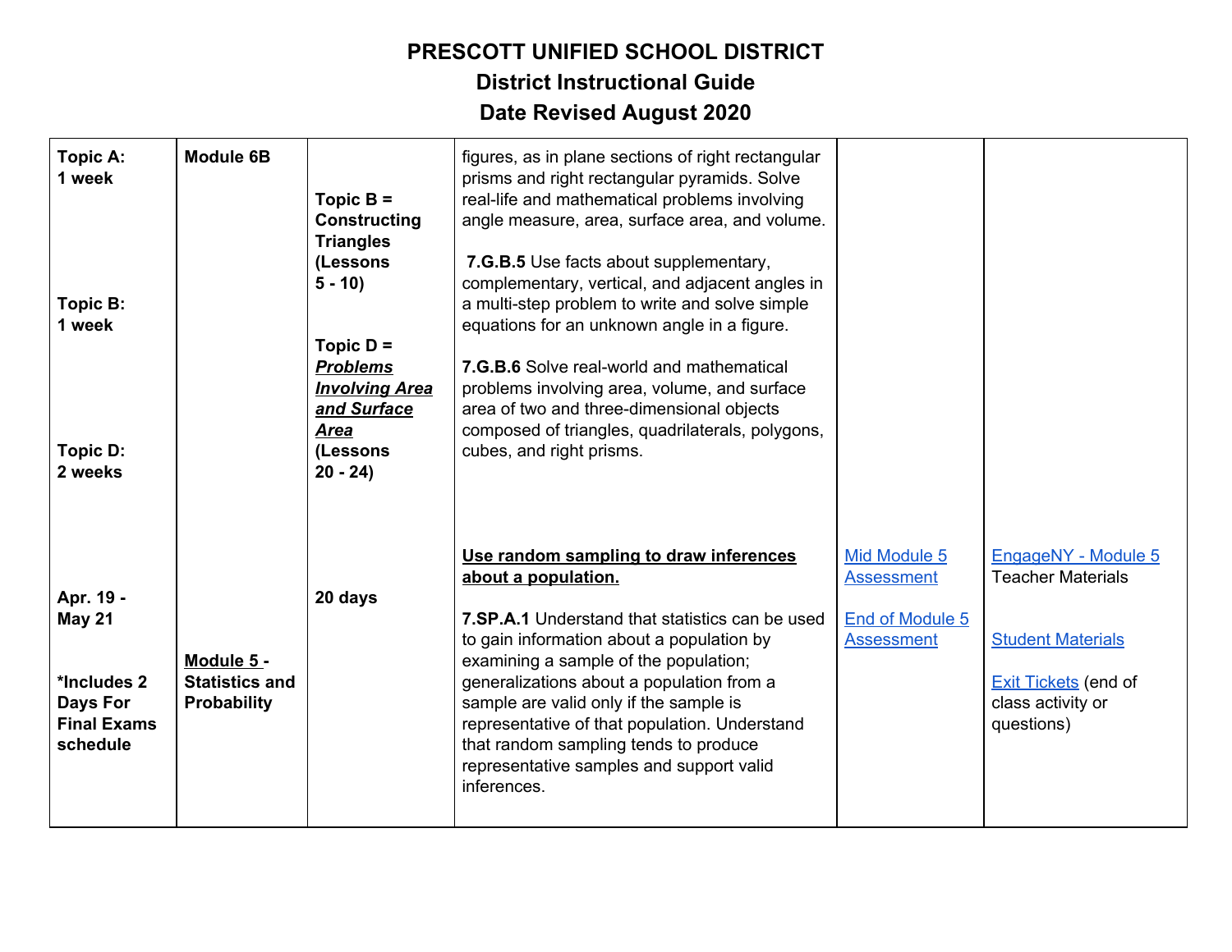# PRESCOTT UNIFIED SCHOOL DISTRICT
## District Instructional Guide
## Date Revised August 2020

| | | | | | |
|---|---|---|---|---|---|
| **Topic A: 1 week**<br><br>**Topic B: 1 week**<br><br>**Topic D: 2 weeks** | **Module 6B** | **Topic B = Constructing Triangles (Lessons 5 - 10)**<br><br>**Topic D = *Problems Involving Area and Surface Area* (Lessons 20 - 24)** | figures, as in plane sections of right rectangular prisms and right rectangular pyramids. Solve real-life and mathematical problems involving angle measure, area, surface area, and volume.<br><br>**7.G.B.5** Use facts about supplementary, complementary, vertical, and adjacent angles in a multi-step problem to write and solve simple equations for an unknown angle in a figure.<br><br>**7.G.B.6** Solve real-world and mathematical problems involving area, volume, and surface area of two and three-dimensional objects composed of triangles, quadrilaterals, polygons, cubes, and right prisms. | | |
| **Apr. 19 - May 21**<br><br>***Includes 2 Days For Final Exams schedule** | **Module 5 - Statistics and Probability** | **20 days** | **Use random sampling to draw inferences about a population.**<br><br>**7.SP.A.1** Understand that statistics can be used to gain information about a population by examining a sample of the population; generalizations about a population from a sample are valid only if the sample is representative of that population. Understand that random sampling tends to produce representative samples and support valid inferences. | Mid Module 5 Assessment<br><br>End of Module 5 Assessment | EngageNY - Module 5 Teacher Materials<br><br>Student Materials<br><br>Exit Tickets (end of class activity or questions) |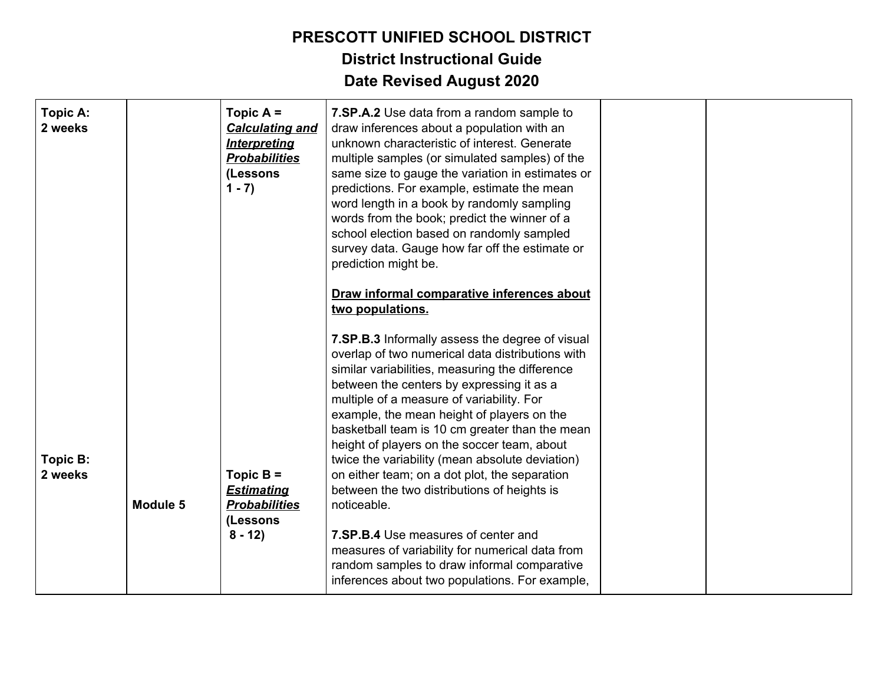# PRESCOTT UNIFIED SCHOOL DISTRICT
## District Instructional Guide
## Date Revised August 2020

| | | | | | |
|---|---|---|---|---|---|
| **Topic A: 2 weeks**<br><br>**Topic B: 2 weeks** | **Module 5** | **Topic A =** ***Calculating and Interpreting Probabilities*** **(Lessons 1 - 7)**<br><br>**Topic B =** ***Estimating Probabilities*** **(Lessons 8 - 12)** | **7.SP.A.2** Use data from a random sample to draw inferences about a population with an unknown characteristic of interest. Generate multiple samples (or simulated samples) of the same size to gauge the variation in estimates or predictions. For example, estimate the mean word length in a book by randomly sampling words from the book; predict the winner of a school election based on randomly sampled survey data. Gauge how far off the estimate or prediction might be.<br><br>**Draw informal comparative inferences about two populations.**<br><br>**7.SP.B.3** Informally assess the degree of visual overlap of two numerical data distributions with similar variabilities, measuring the difference between the centers by expressing it as a multiple of a measure of variability. For example, the mean height of players on the basketball team is 10 cm greater than the mean height of players on the soccer team, about twice the variability (mean absolute deviation) on either team; on a dot plot, the separation between the two distributions of heights is noticeable.<br><br>**7.SP.B.4** Use measures of center and measures of variability for numerical data from random samples to draw informal comparative inferences about two populations. For example, | | |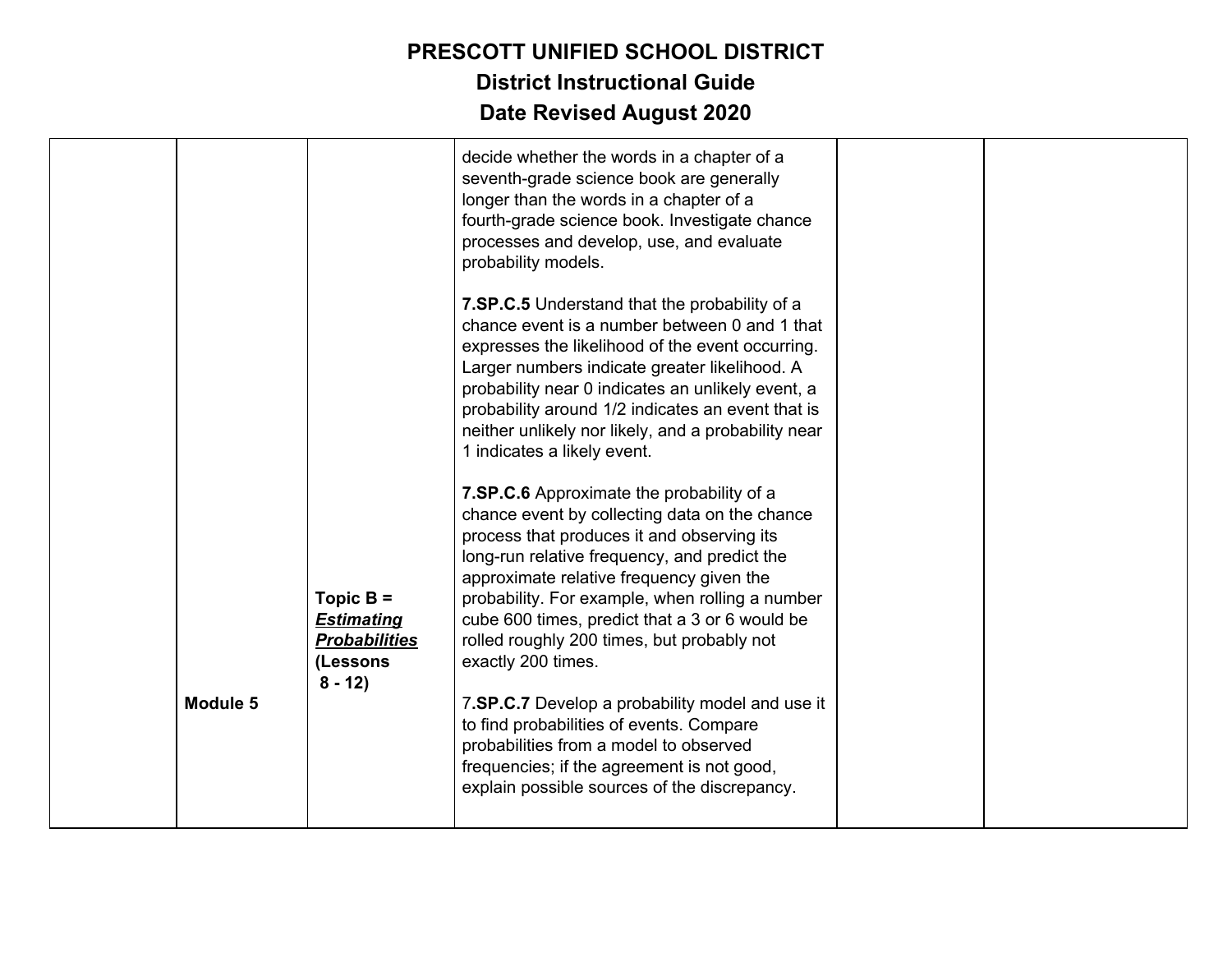# PRESCOTT UNIFIED SCHOOL DISTRICT

## District Instructional Guide

## Date Revised August 2020

| | | | | | |
|---|---|---|---|---|---|
| | Module 5 | **Topic B =** ***Estimating Probabilities*** **(Lessons 8 - 12)** | decide whether the words in a chapter of a seventh-grade science book are generally longer than the words in a chapter of a fourth-grade science book. Investigate chance processes and develop, use, and evaluate probability models.<br><br>**7.SP.C.5** Understand that the probability of a chance event is a number between 0 and 1 that expresses the likelihood of the event occurring. Larger numbers indicate greater likelihood. A probability near 0 indicates an unlikely event, a probability around 1/2 indicates an event that is neither unlikely nor likely, and a probability near 1 indicates a likely event.<br><br>**7.SP.C.6** Approximate the probability of a chance event by collecting data on the chance process that produces it and observing its long-run relative frequency, and predict the approximate relative frequency given the probability. For example, when rolling a number cube 600 times, predict that a 3 or 6 would be rolled roughly 200 times, but probably not exactly 200 times.<br><br>7.**SP.C.7** Develop a probability model and use it to find probabilities of events. Compare probabilities from a model to observed frequencies; if the agreement is not good, explain possible sources of the discrepancy. | | |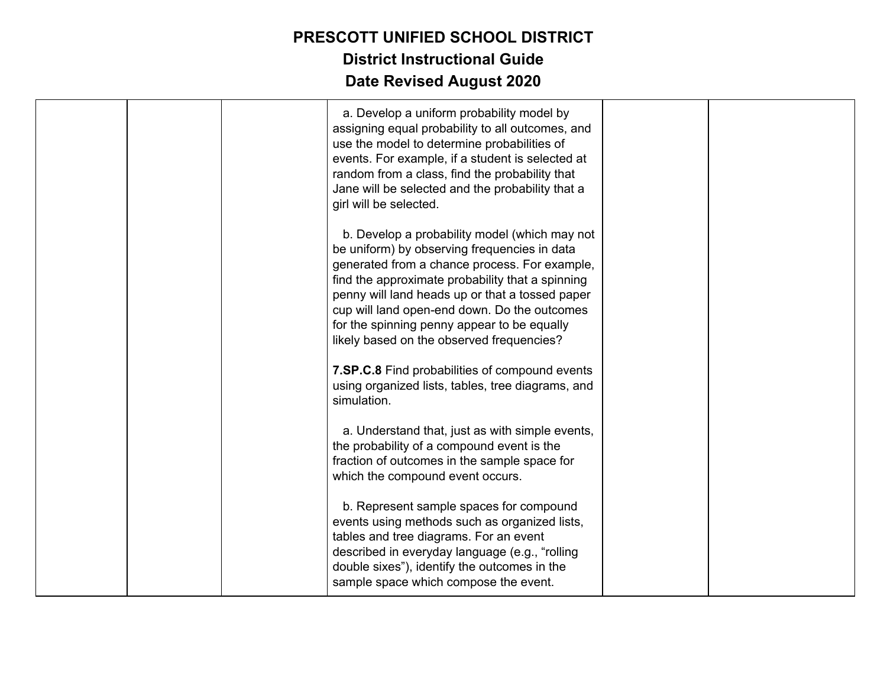| | | | | | |
|---|---|---|---|---|---|
| | | | a. Develop a uniform probability model by assigning equal probability to all outcomes, and use the model to determine probabilities of events. For example, if a student is selected at random from a class, find the probability that Jane will be selected and the probability that a girl will be selected.<br><br>b. Develop a probability model (which may not be uniform) by observing frequencies in data generated from a chance process. For example, find the approximate probability that a spinning penny will land heads up or that a tossed paper cup will land open-end down. Do the outcomes for the spinning penny appear to be equally likely based on the observed frequencies?<br><br>**7.SP.C.8** Find probabilities of compound events using organized lists, tables, tree diagrams, and simulation.<br><br>a. Understand that, just as with simple events, the probability of a compound event is the fraction of outcomes in the sample space for which the compound event occurs.<br><br>b. Represent sample spaces for compound events using methods such as organized lists, tables and tree diagrams. For an event described in everyday language (e.g., "rolling double sixes"), identify the outcomes in the sample space which compose the event. | | |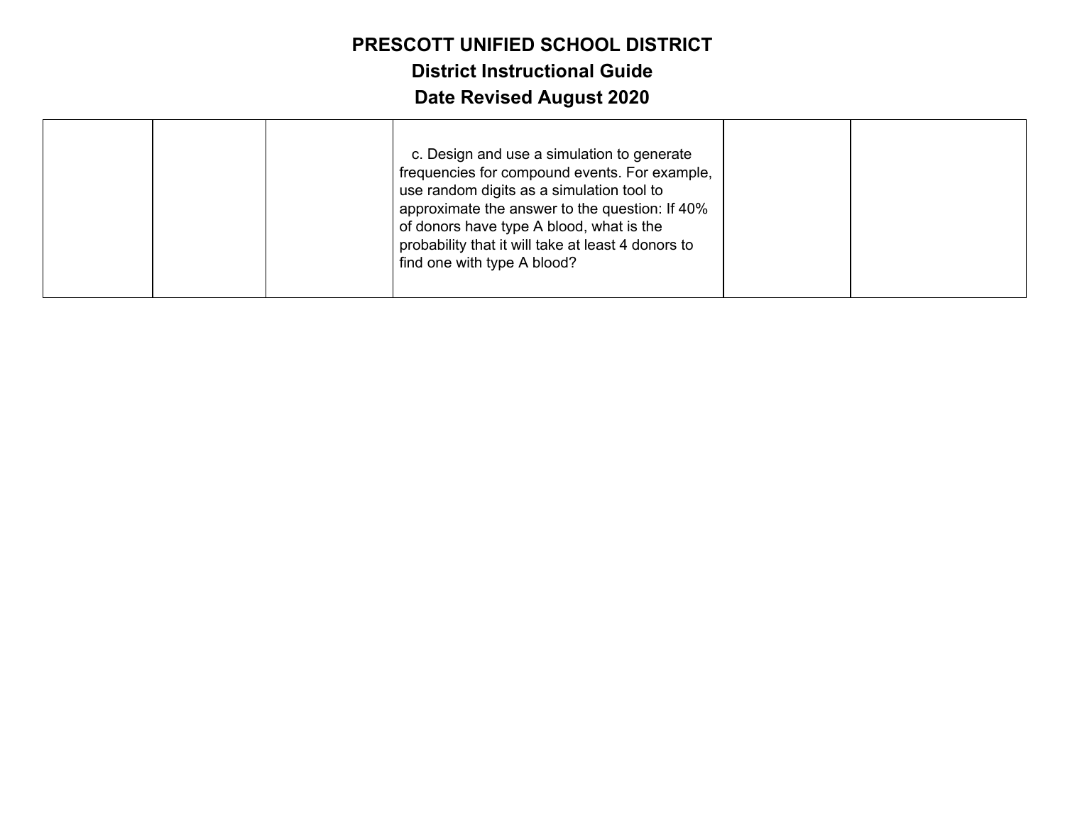| | | | | | |
|---|---|---|---|---|---|
| | | | c. Design and use a simulation to generate frequencies for compound events. For example, use random digits as a simulation tool to approximate the answer to the question: If 40% of donors have type A blood, what is the probability that it will take at least 4 donors to find one with type A blood? | | |